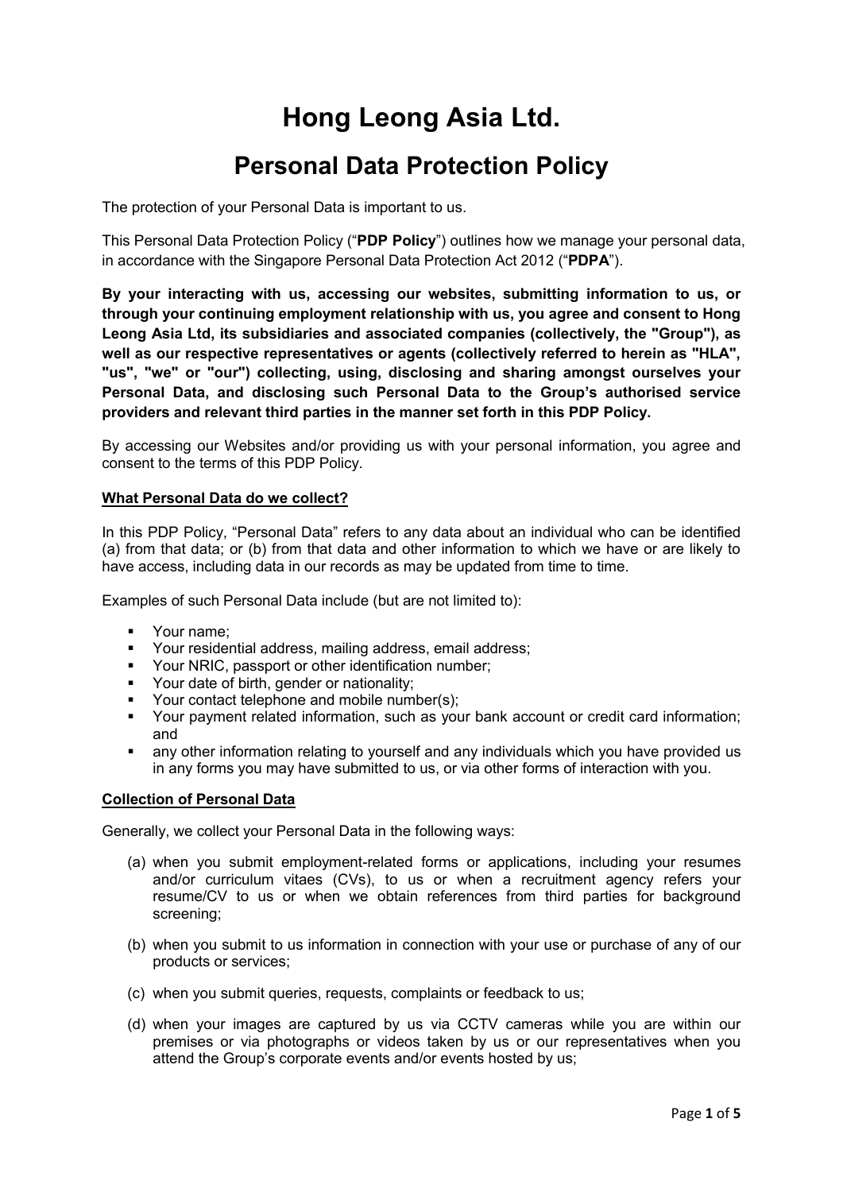# Hong Leong Asia Ltd.

## Personal Data Protection Policy

The protection of your Personal Data is important to us.

This Personal Data Protection Policy ("**PDP Policy**") outlines how we manage your personal data, in accordance with the Singapore Personal Data Protection Act 2012 ("**PDPA**").

**By your interacting with us, accessing our websites, submitting information to us, or through your continuing employment relationship with us, you agree and consent to Hong Leong Asia Ltd, its subsidiaries and associated companies (collectively, the "Group"), as well as our respective representatives or agents (collectively referred to herein as "HLA", "us", "we" or "our") collecting, using, disclosing and sharing amongst ourselves your Personal Data, and disclosing such Personal Data to the Group's authorised service providers and relevant third parties in the manner set forth in this PDP Policy.**

By accessing our Websites and/or providing us with your personal information, you agree and consent to the terms of this PDP Policy.

### What Personal Data do we collect?

In this PDP Policy, "Personal Data" refers to any data about an individual who can be identified (a) from that data; or (b) from that data and other information to which we have or are likely to have access, including data in our records as may be updated from time to time.

Examples of such Personal Data include (but are not limited to):

- Your name;
- Your residential address, mailing address, email address;
- Your NRIC, passport or other identification number;
- Your date of birth, gender or nationality;
- Your contact telephone and mobile number(s);
- Your payment related information, such as your bank account or credit card information; and
- any other information relating to yourself and any individuals which you have provided us in any forms you may have submitted to us, or via other forms of interaction with you.

### Collection of Personal Data

Generally, we collect your Personal Data in the following ways:

(a) when you submit employment-related forms or applications, including your resumes and/or curriculum vitaes (CVs), to us or when a recruitment agency refers your resume/CV to us or when we obtain references from third parties for background screening;

(b) when you submit to us information in connection with your use or purchase of any of our products or services;

(c) when you submit queries, requests, complaints or feedback to us;

(d) when your images are captured by us via CCTV cameras while you are within our premises or via photographs or videos taken by us or our representatives when you attend the Group's corporate events and/or events hosted by us;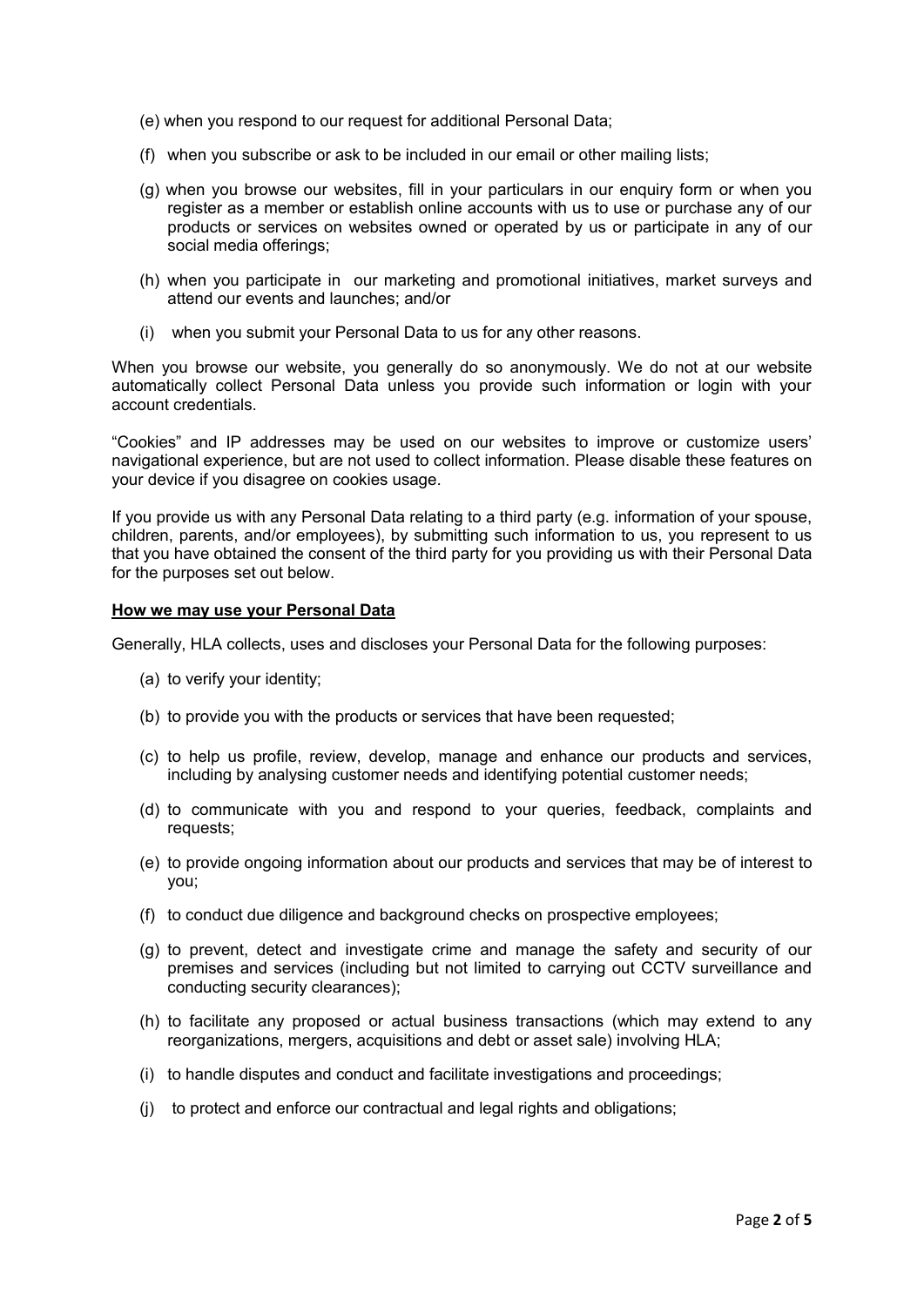(e) when you respond to our request for additional Personal Data;

(f) when you subscribe or ask to be included in our email or other mailing lists;

(g) when you browse our websites, fill in your particulars in our enquiry form or when you register as a member or establish online accounts with us to use or purchase any of our products or services on websites owned or operated by us or participate in any of our social media offerings;

(h) when you participate in our marketing and promotional initiatives, market surveys and attend our events and launches; and/or

(i) when you submit your Personal Data to us for any other reasons.

When you browse our website, you generally do so anonymously. We do not at our website automatically collect Personal Data unless you provide such information or login with your account credentials.

"Cookies" and IP addresses may be used on our websites to improve or customize users' navigational experience, but are not used to collect information. Please disable these features on your device if you disagree on cookies usage.

If you provide us with any Personal Data relating to a third party (e.g. information of your spouse, children, parents, and/or employees), by submitting such information to us, you represent to us that you have obtained the consent of the third party for you providing us with their Personal Data for the purposes set out below.

**How we may use your Personal Data**

Generally, HLA collects, uses and discloses your Personal Data for the following purposes:

(a) to verify your identity;

(b) to provide you with the products or services that have been requested;

(c) to help us profile, review, develop, manage and enhance our products and services, including by analysing customer needs and identifying potential customer needs;

(d) to communicate with you and respond to your queries, feedback, complaints and requests;

(e) to provide ongoing information about our products and services that may be of interest to you;

(f) to conduct due diligence and background checks on prospective employees;

(g) to prevent, detect and investigate crime and manage the safety and security of our premises and services (including but not limited to carrying out CCTV surveillance and conducting security clearances);

(h) to facilitate any proposed or actual business transactions (which may extend to any reorganizations, mergers, acquisitions and debt or asset sale) involving HLA;

(i) to handle disputes and conduct and facilitate investigations and proceedings;

(j) to protect and enforce our contractual and legal rights and obligations;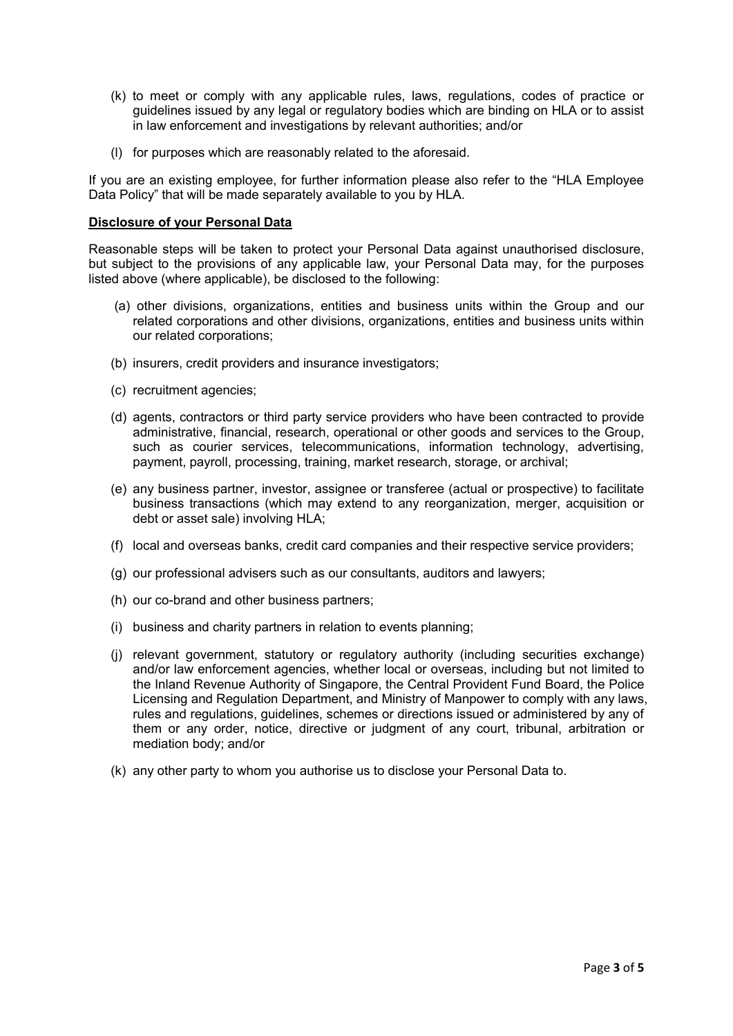(k) to meet or comply with any applicable rules, laws, regulations, codes of practice or guidelines issued by any legal or regulatory bodies which are binding on HLA or to assist in law enforcement and investigations by relevant authorities; and/or

(l) for purposes which are reasonably related to the aforesaid.

If you are an existing employee, for further information please also refer to the "HLA Employee Data Policy" that will be made separately available to you by HLA.

**Disclosure of your Personal Data**

Reasonable steps will be taken to protect your Personal Data against unauthorised disclosure, but subject to the provisions of any applicable law, your Personal Data may, for the purposes listed above (where applicable), be disclosed to the following:

(a) other divisions, organizations, entities and business units within the Group and our related corporations and other divisions, organizations, entities and business units within our related corporations;

(b) insurers, credit providers and insurance investigators;

(c) recruitment agencies;

(d) agents, contractors or third party service providers who have been contracted to provide administrative, financial, research, operational or other goods and services to the Group, such as courier services, telecommunications, information technology, advertising, payment, payroll, processing, training, market research, storage, or archival;

(e) any business partner, investor, assignee or transferee (actual or prospective) to facilitate business transactions (which may extend to any reorganization, merger, acquisition or debt or asset sale) involving HLA;

(f) local and overseas banks, credit card companies and their respective service providers;

(g) our professional advisers such as our consultants, auditors and lawyers;

(h) our co-brand and other business partners;

(i) business and charity partners in relation to events planning;

(j) relevant government, statutory or regulatory authority (including securities exchange) and/or law enforcement agencies, whether local or overseas, including but not limited to the Inland Revenue Authority of Singapore, the Central Provident Fund Board, the Police Licensing and Regulation Department, and Ministry of Manpower to comply with any laws, rules and regulations, guidelines, schemes or directions issued or administered by any of them or any order, notice, directive or judgment of any court, tribunal, arbitration or mediation body; and/or

(k) any other party to whom you authorise us to disclose your Personal Data to.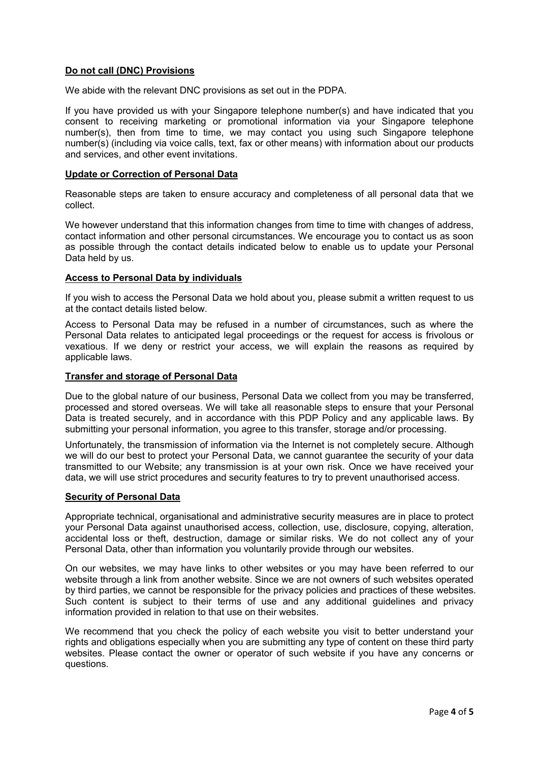**Do not call (DNC) Provisions**

We abide with the relevant DNC provisions as set out in the PDPA.

If you have provided us with your Singapore telephone number(s) and have indicated that you consent to receiving marketing or promotional information via your Singapore telephone number(s), then from time to time, we may contact you using such Singapore telephone number(s) (including via voice calls, text, fax or other means) with information about our products and services, and other event invitations.

**Update or Correction of Personal Data**

Reasonable steps are taken to ensure accuracy and completeness of all personal data that we collect.

We however understand that this information changes from time to time with changes of address, contact information and other personal circumstances. We encourage you to contact us as soon as possible through the contact details indicated below to enable us to update your Personal Data held by us.

**Access to Personal Data by individuals**

If you wish to access the Personal Data we hold about you, please submit a written request to us at the contact details listed below.

Access to Personal Data may be refused in a number of circumstances, such as where the Personal Data relates to anticipated legal proceedings or the request for access is frivolous or vexatious. If we deny or restrict your access, we will explain the reasons as required by applicable laws.

**Transfer and storage of Personal Data**

Due to the global nature of our business, Personal Data we collect from you may be transferred, processed and stored overseas. We will take all reasonable steps to ensure that your Personal Data is treated securely, and in accordance with this PDP Policy and any applicable laws. By submitting your personal information, you agree to this transfer, storage and/or processing.

Unfortunately, the transmission of information via the Internet is not completely secure. Although we will do our best to protect your Personal Data, we cannot guarantee the security of your data transmitted to our Website; any transmission is at your own risk. Once we have received your data, we will use strict procedures and security features to try to prevent unauthorised access.

**Security of Personal Data**

Appropriate technical, organisational and administrative security measures are in place to protect your Personal Data against unauthorised access, collection, use, disclosure, copying, alteration, accidental loss or theft, destruction, damage or similar risks. We do not collect any of your Personal Data, other than information you voluntarily provide through our websites.

On our websites, we may have links to other websites or you may have been referred to our website through a link from another website. Since we are not owners of such websites operated by third parties, we cannot be responsible for the privacy policies and practices of these websites. Such content is subject to their terms of use and any additional guidelines and privacy information provided in relation to that use on their websites.

We recommend that you check the policy of each website you visit to better understand your rights and obligations especially when you are submitting any type of content on these third party websites. Please contact the owner or operator of such website if you have any concerns or questions.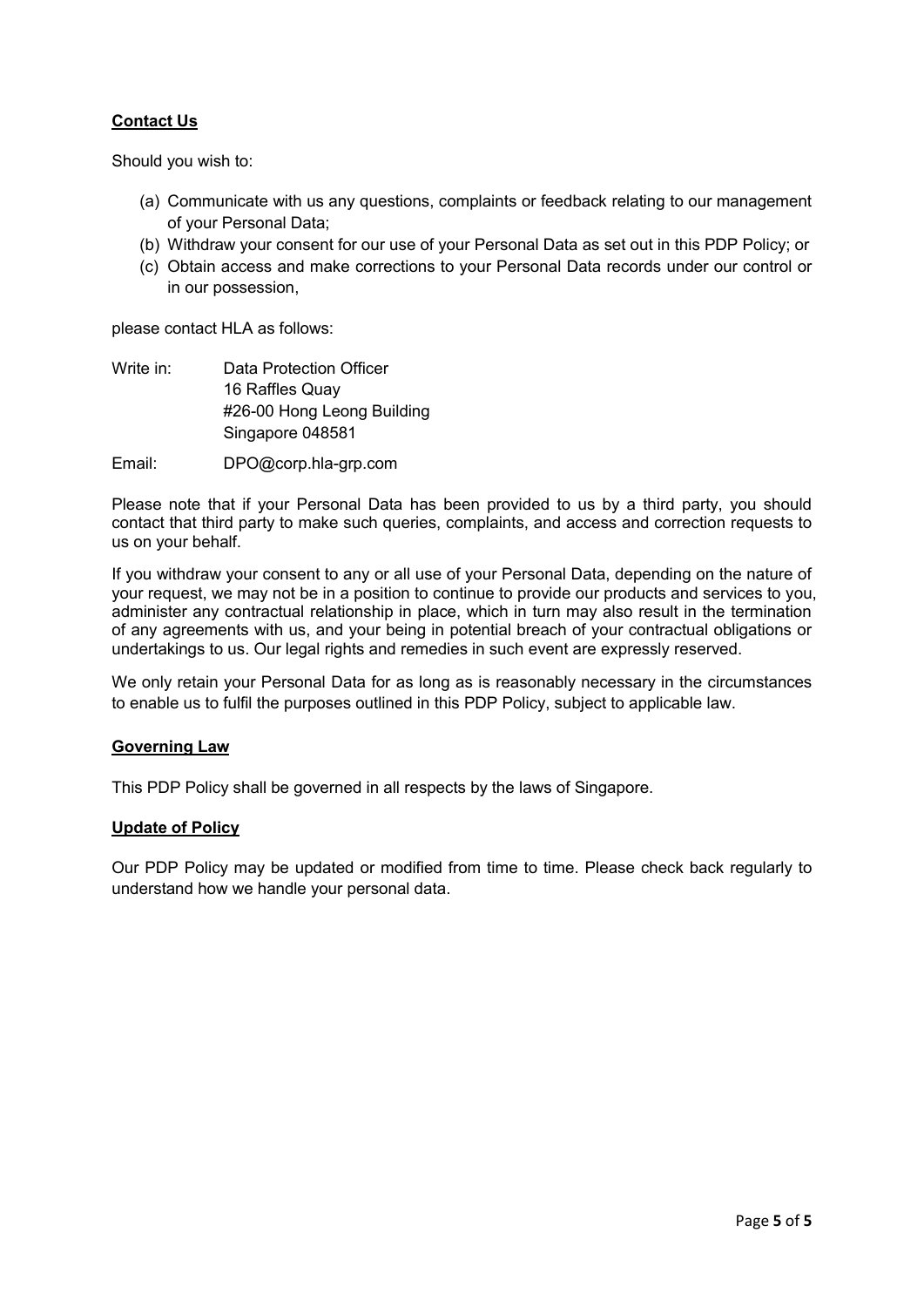## Contact Us

Should you wish to:

(a) Communicate with us any questions, complaints or feedback relating to our management of your Personal Data;
(b) Withdraw your consent for our use of your Personal Data as set out in this PDP Policy; or
(c) Obtain access and make corrections to your Personal Data records under our control or in our possession,

please contact HLA as follows:

| | |
|---|---|
| Write in: | Data Protection Officer<br>16 Raffles Quay<br>#26-00 Hong Leong Building<br>Singapore 048581 |
| Email: | DPO@corp.hla-grp.com |

Please note that if your Personal Data has been provided to us by a third party, you should contact that third party to make such queries, complaints, and access and correction requests to us on your behalf.

If you withdraw your consent to any or all use of your Personal Data, depending on the nature of your request, we may not be in a position to continue to provide our products and services to you, administer any contractual relationship in place, which in turn may also result in the termination of any agreements with us, and your being in potential breach of your contractual obligations or undertakings to us. Our legal rights and remedies in such event are expressly reserved.

We only retain your Personal Data for as long as is reasonably necessary in the circumstances to enable us to fulfil the purposes outlined in this PDP Policy, subject to applicable law.

## Governing Law

This PDP Policy shall be governed in all respects by the laws of Singapore.

## Update of Policy

Our PDP Policy may be updated or modified from time to time. Please check back regularly to understand how we handle your personal data.